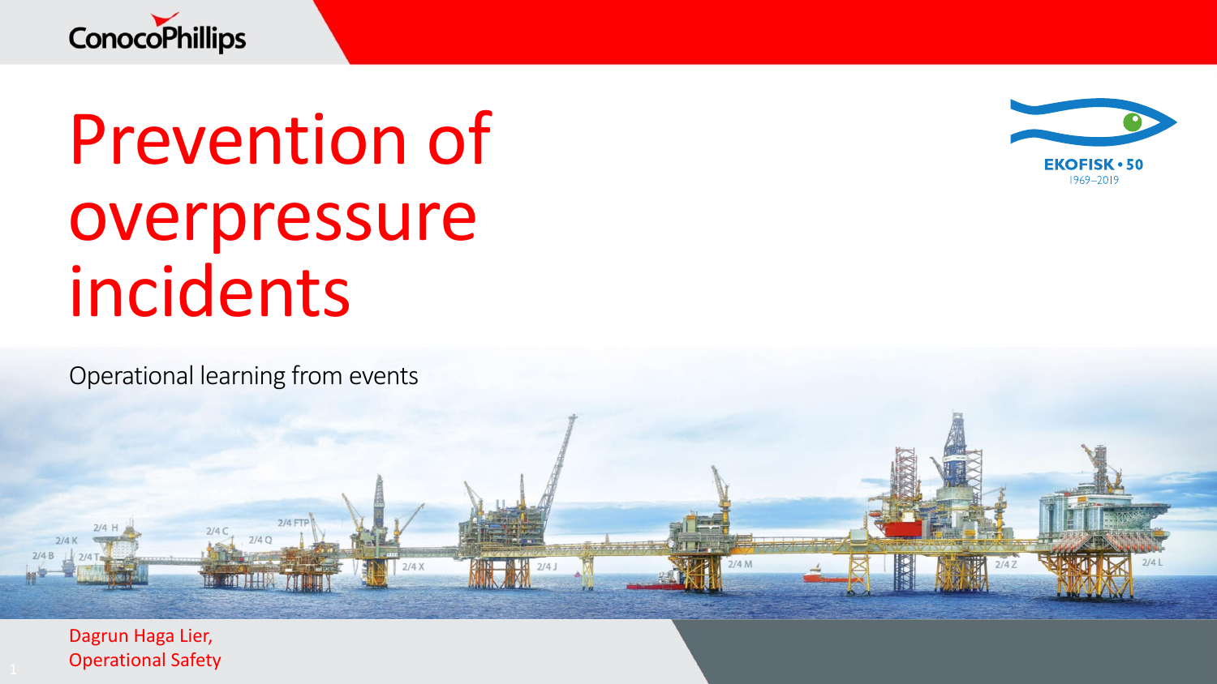# Prevention of overpressure incidents

Operational learning from events

Dagrun Haga Lier,
Operational Safety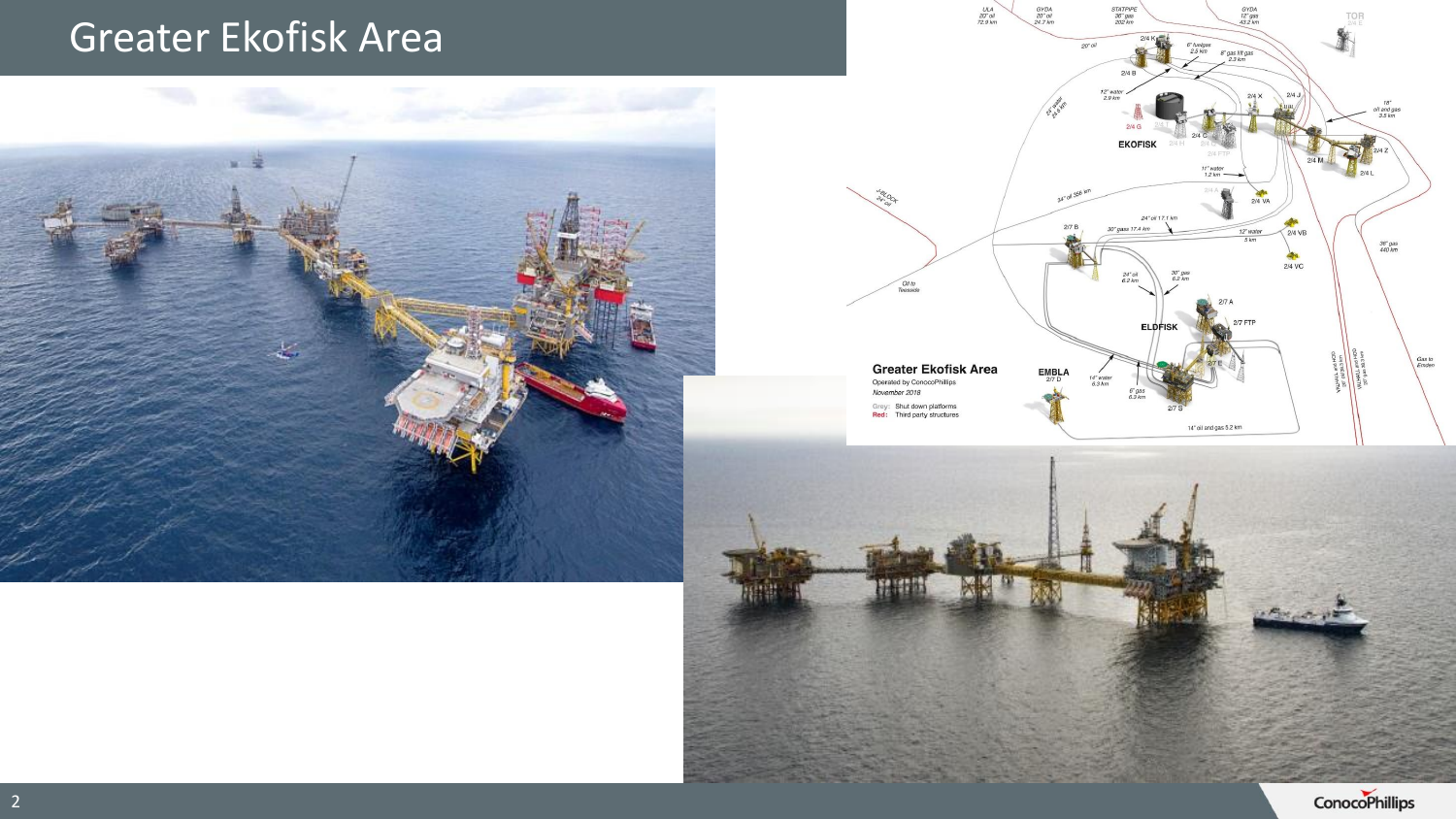# Greater Ekofisk Area

**Greater Ekofisk Area**
Operated by ConocoPhillips
*November 2018*

Grey: Shut down platforms
Red: Third party structures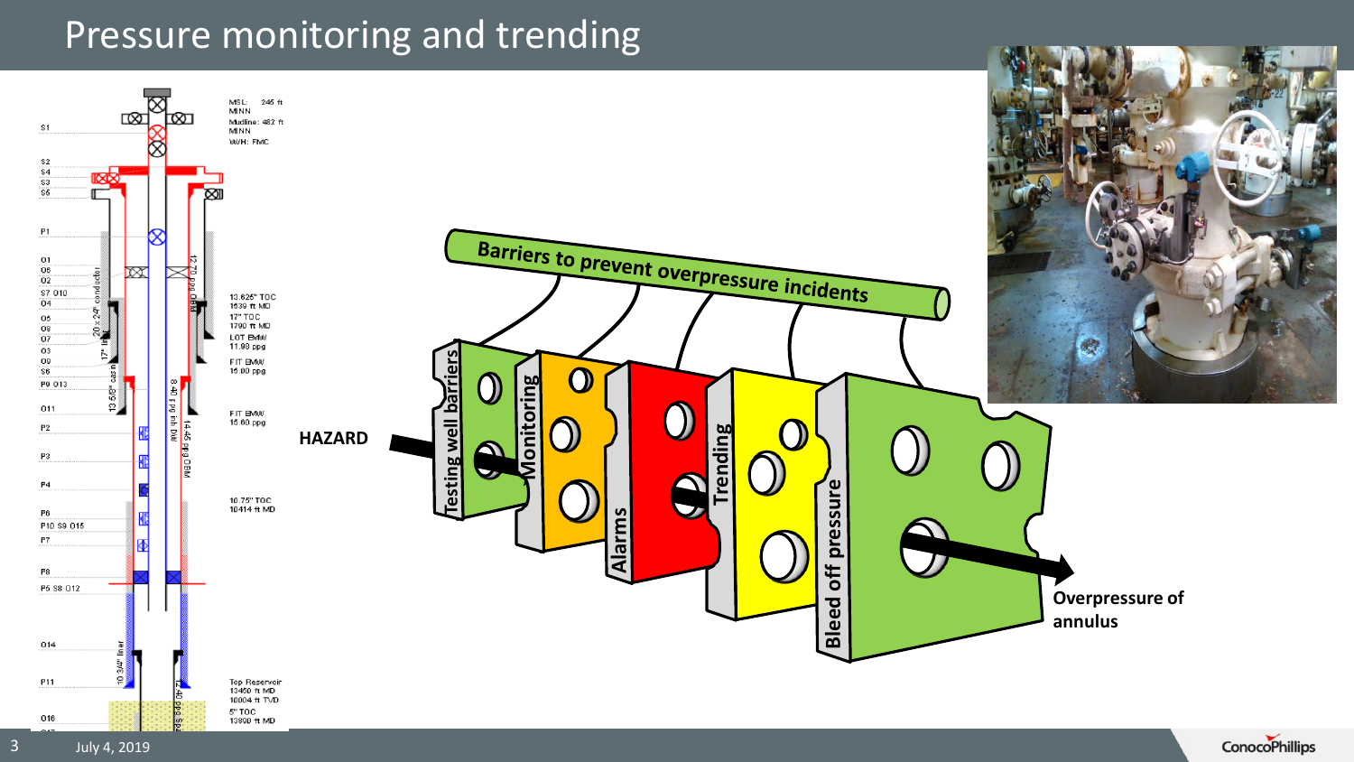# Pressure monitoring and trending

MSL: 245 ft MINN
Mudline: 482 ft MINN
WH: FMC

S1
S2
S4
S3
S5
P1
O1
O6
O2
S7 O10
O4
O5
O8
O7
O3
O9
S6
P9 O13
O11
P2
P3
P4
P6
P10 S9 O15
P7
P8
P5 S8 O12
O14
P11
O16

20"x24" conductor
17" liner
13 5/8" casing
12.70 ppg OBM
8.40 ppg inh DM
14.45 ppg OBM
10 3/4" liner

13.625" TOC 1639 ft MD
17" TOC 1790 ft MD
LOT EMW 11.98 ppg
FIT EMW 15.00 ppg
FIT EMW 15.60 ppg
10.75" TOC 10414 ft MD
Top Reservoir 13450 ft MD 10004 ft TVD
5" TOC 13890 ft MD

**Barriers to prevent overpressure incidents**

**HAZARD**

- Testing well barriers
- Monitoring
- Alarms
- Trending
- Bleed off pressure

**Overpressure of annulus**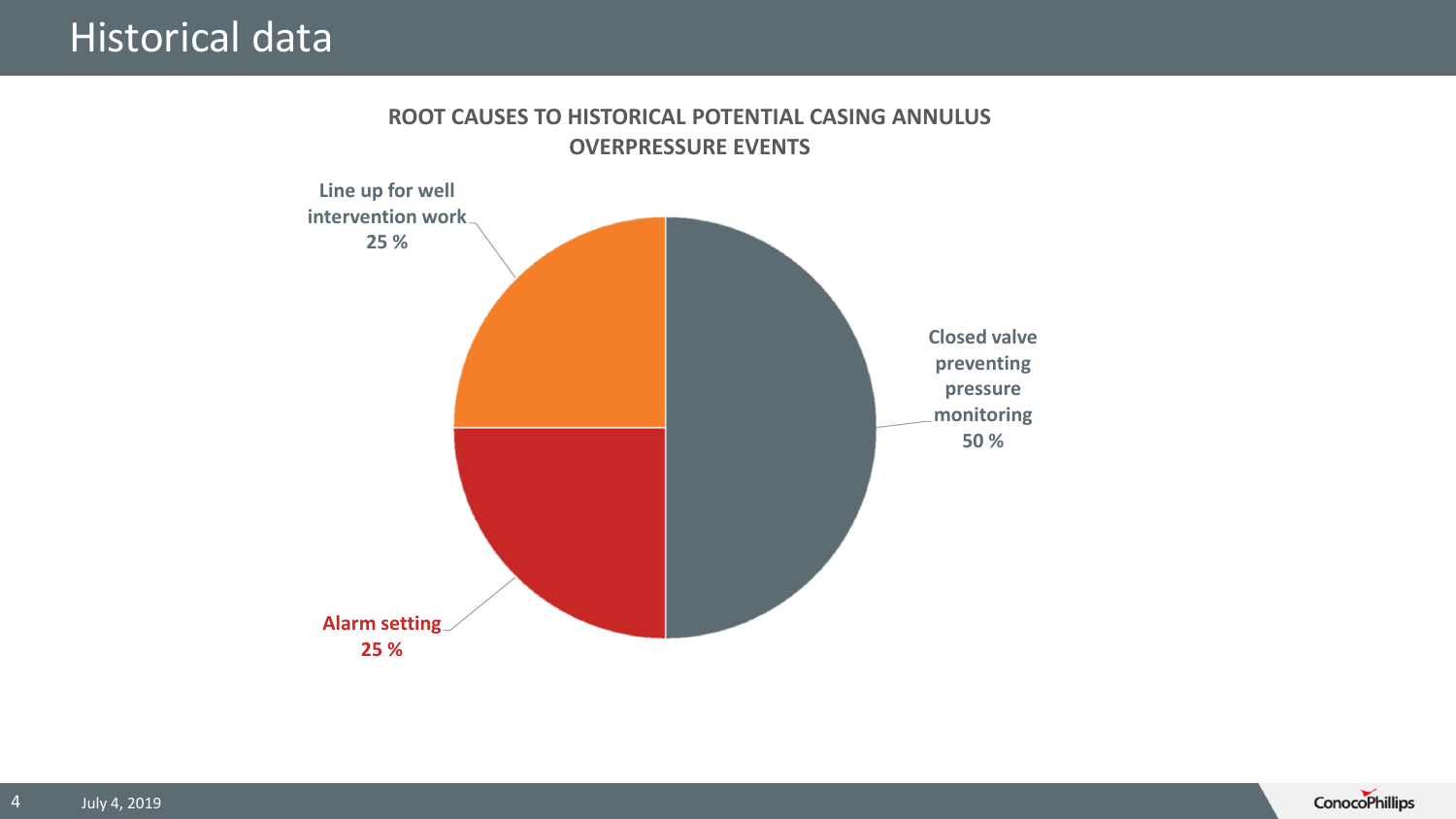# Historical data

**ROOT CAUSES TO HISTORICAL POTENTIAL CASING ANNULUS OVERPRESSURE EVENTS**

| Root cause | Share |
| --- | --- |
| Closed valve preventing pressure monitoring | 50 % |
| Line up for well intervention work | 25 % |
| Alarm setting | 25 % |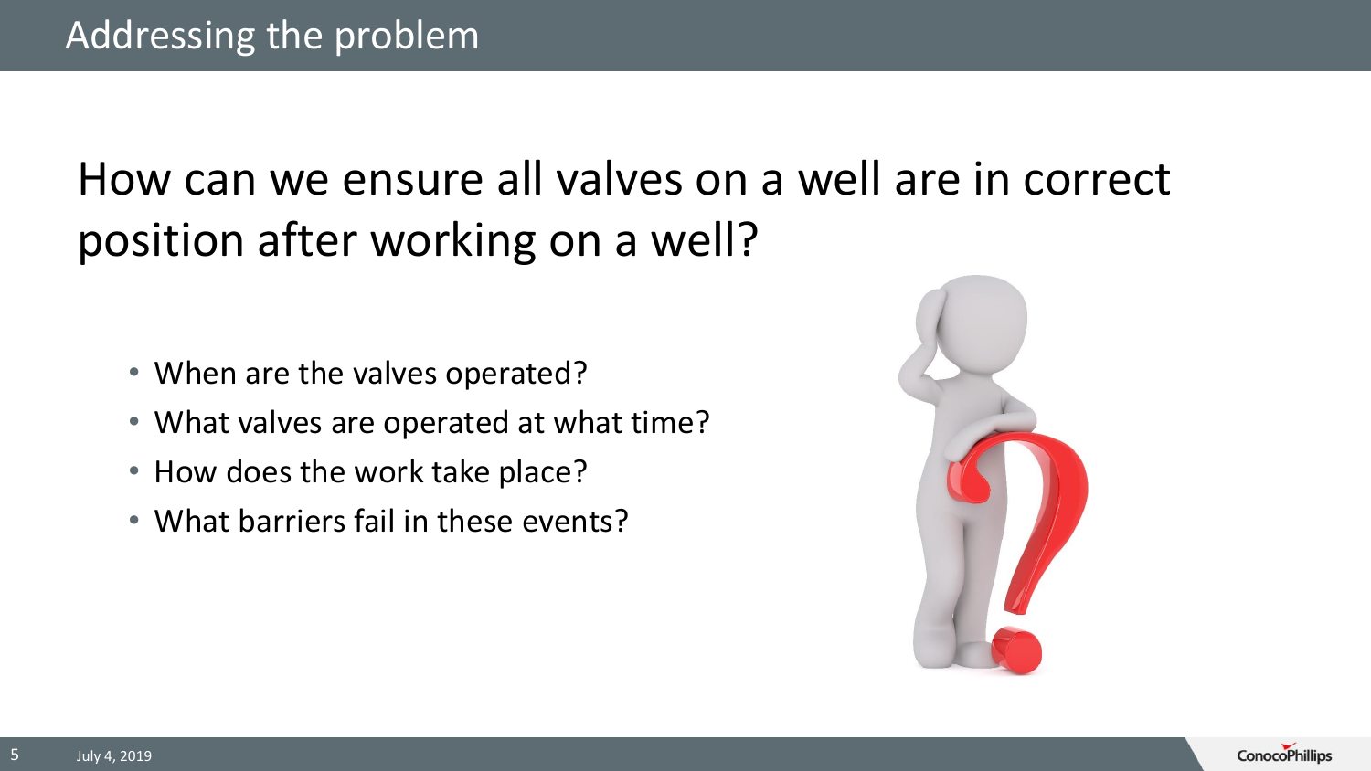# Addressing the problem

## How can we ensure all valves on a well are in correct position after working on a well?

- When are the valves operated?
- What valves are operated at what time?
- How does the work take place?
- What barriers fail in these events?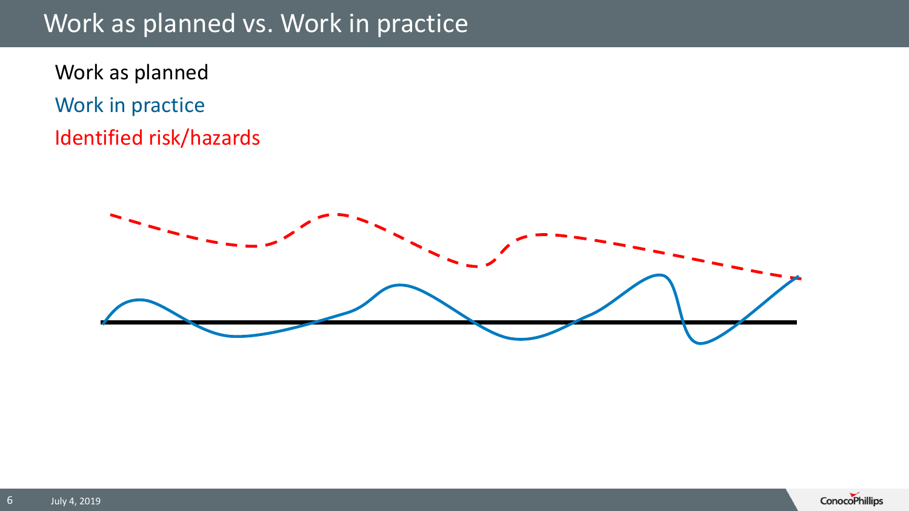# Work as planned vs. Work in practice

Work as planned

Work in practice

Identified risk/hazards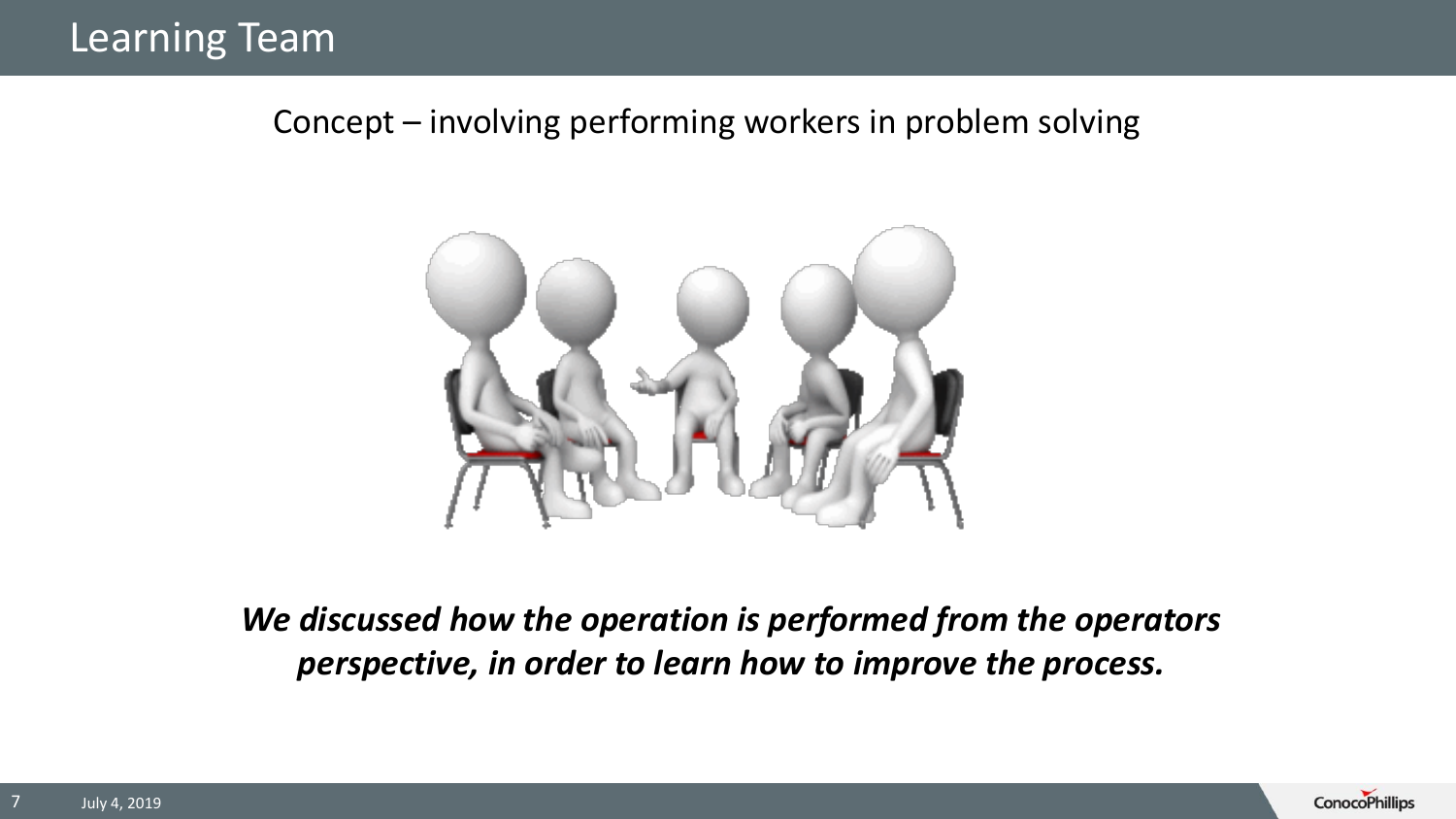# Learning Team

Concept – involving performing workers in problem solving

***We discussed how the operation is performed from the operators perspective, in order to learn how to improve the process.***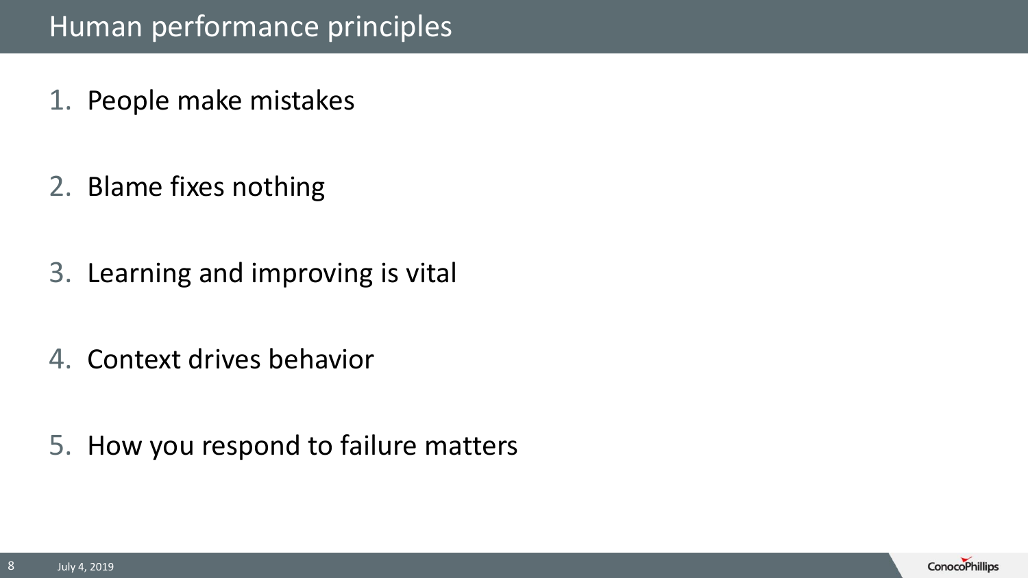# Human performance principles

1. People make mistakes
2. Blame fixes nothing
3. Learning and improving is vital
4. Context drives behavior
5. How you respond to failure matters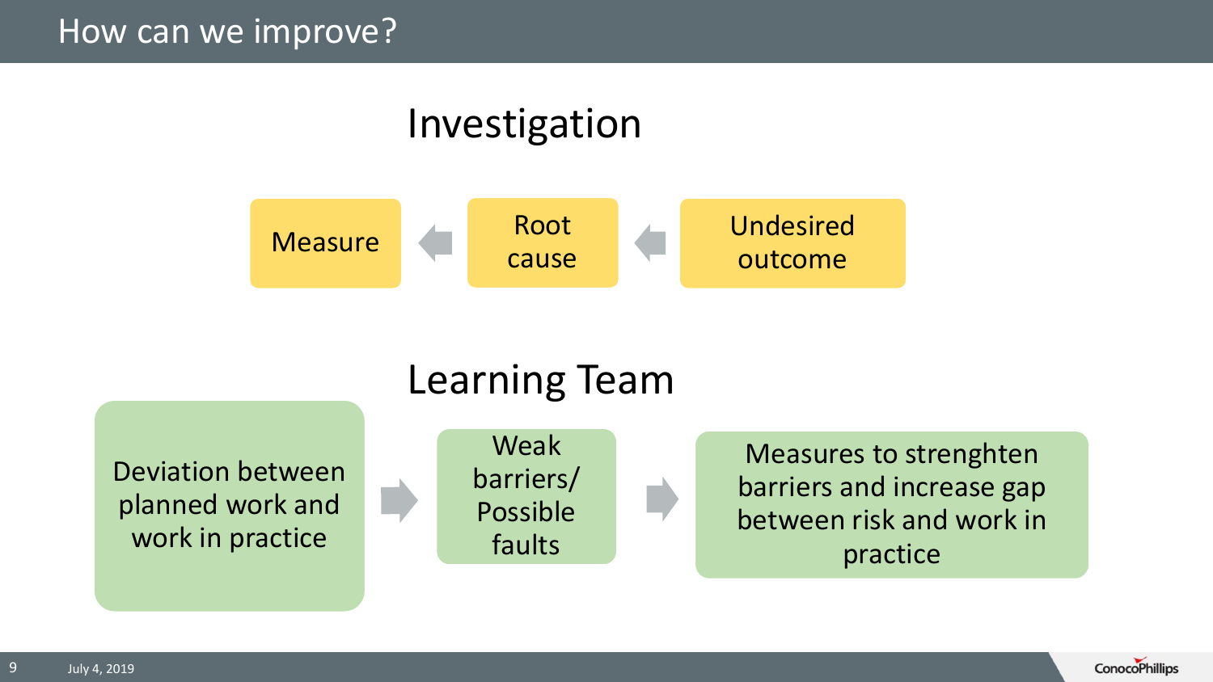# How can we improve?

## Investigation

Measure ← Root cause ← Undesired outcome

## Learning Team

Deviation between planned work and work in practice → Weak barriers/ Possible faults → Measures to strenghten barriers and increase gap between risk and work in practice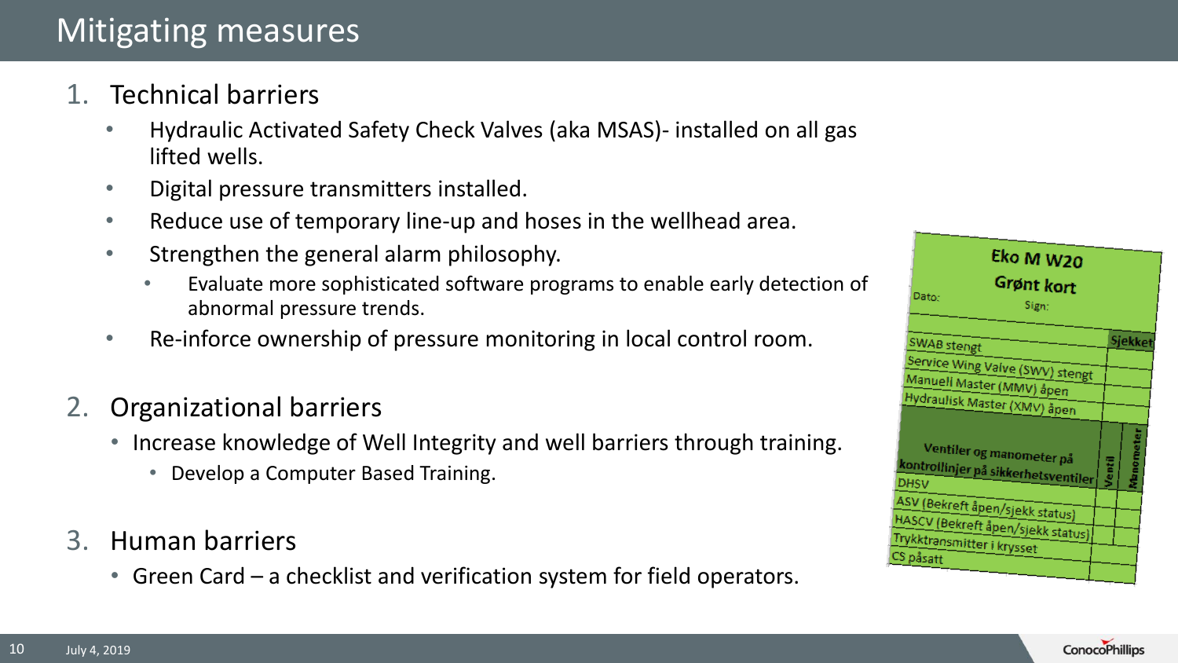# Mitigating measures

1. Technical barriers
   - Hydraulic Activated Safety Check Valves (aka MSAS)- installed on all gas lifted wells.
   - Digital pressure transmitters installed.
   - Reduce use of temporary line-up and hoses in the wellhead area.
   - Strengthen the general alarm philosophy.
     - Evaluate more sophisticated software programs to enable early detection of abnormal pressure trends.
   - Re-inforce ownership of pressure monitoring in local control room.

2. Organizational barriers
   - Increase knowledge of Well Integrity and well barriers through training.
     - Develop a Computer Based Training.

3. Human barriers
   - Green Card – a checklist and verification system for field operators.

**Eko M W20**
**Grønt kort**

Dato:
Sign:

| | Sjekket |
|---|---|
| SWAB stengt | |
| Service Wing Valve (SWV) stengt | |
| Manuell Master (MMV) åpen | |
| Hydraulisk Master (XMV) åpen | |

| Ventiler og manometer på kontrollinjer på sikkerhetsventiler | Ventil | Manometer |
|---|---|---|
| DHSV | | |
| ASV (Bekreft åpen/sjekk status) | | |
| HASCV (Bekreft åpen/sjekk status) | | |
| Trykktransmitter i krysset | | |
| CS påsatt | | |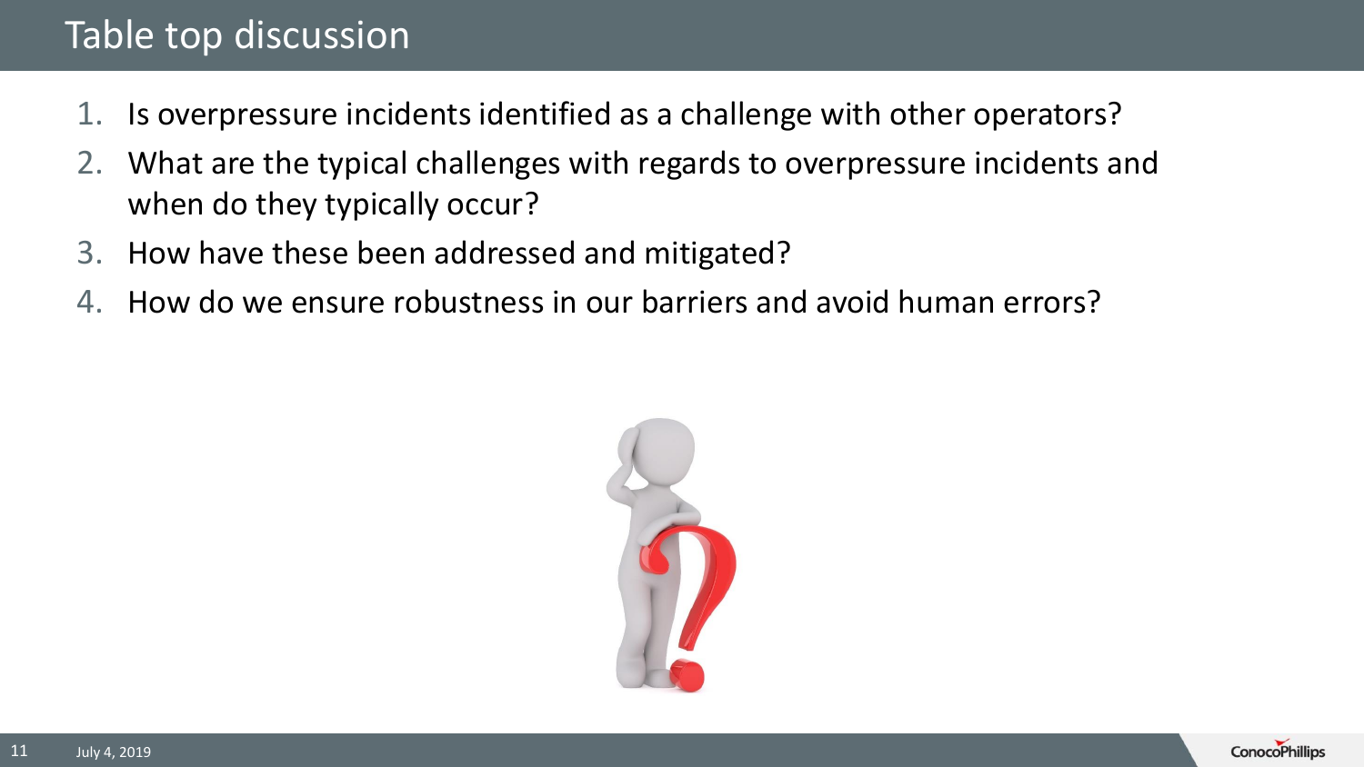# Table top discussion

1. Is overpressure incidents identified as a challenge with other operators?
2. What are the typical challenges with regards to overpressure incidents and when do they typically occur?
3. How have these been addressed and mitigated?
4. How do we ensure robustness in our barriers and avoid human errors?